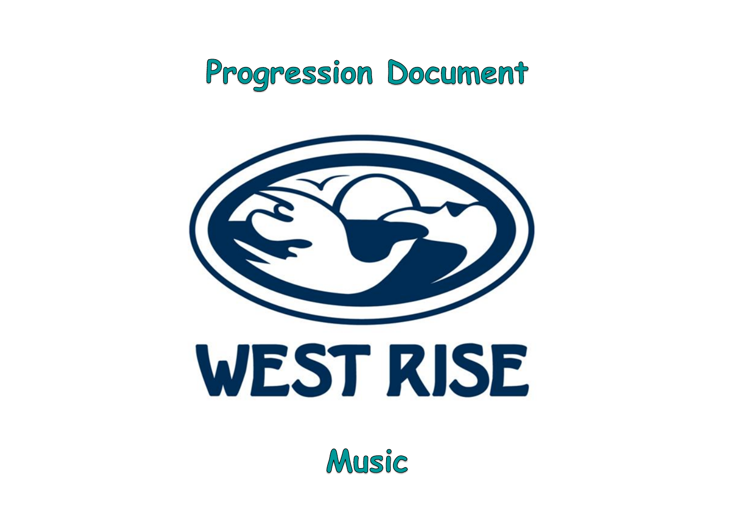# Progression Document

WEST RISE

## Music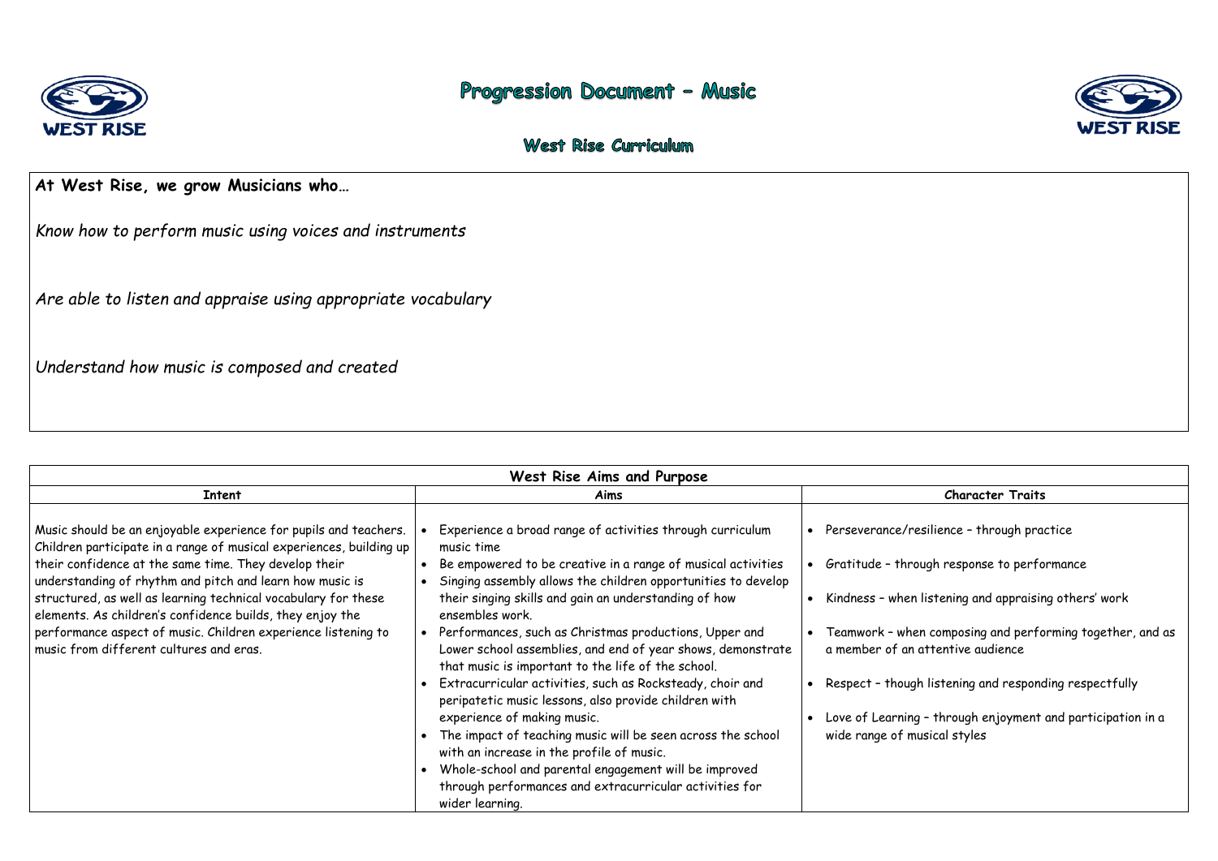# Progression Document – Music

## West Rise Curriculum

**At West Rise, we grow Musicians who…**

*Know how to perform music using voices and instruments*

*Are able to listen and appraise using appropriate vocabulary*

*Understand how music is composed and created*

| West Rise Aims and Purpose | | |
|---|---|---|
| **Intent** | **Aims** | **Character Traits** |
| Music should be an enjoyable experience for pupils and teachers. Children participate in a range of musical experiences, building up their confidence at the same time. They develop their understanding of rhythm and pitch and learn how music is structured, as well as learning technical vocabulary for these elements. As children's confidence builds, they enjoy the performance aspect of music. Children experience listening to music from different cultures and eras. | • Experience a broad range of activities through curriculum music time<br>• Be empowered to be creative in a range of musical activities<br>• Singing assembly allows the children opportunities to develop their singing skills and gain an understanding of how ensembles work.<br>• Performances, such as Christmas productions, Upper and Lower school assemblies, and end of year shows, demonstrate that music is important to the life of the school.<br>• Extracurricular activities, such as Rocksteady, choir and peripatetic music lessons, also provide children with experience of making music.<br>• The impact of teaching music will be seen across the school with an increase in the profile of music.<br>• Whole-school and parental engagement will be improved through performances and extracurricular activities for wider learning. | • Perseverance/resilience – through practice<br>• Gratitude – through response to performance<br>• Kindness – when listening and appraising others' work<br>• Teamwork – when composing and performing together, and as a member of an attentive audience<br>• Respect – though listening and responding respectfully<br>• Love of Learning – through enjoyment and participation in a wide range of musical styles |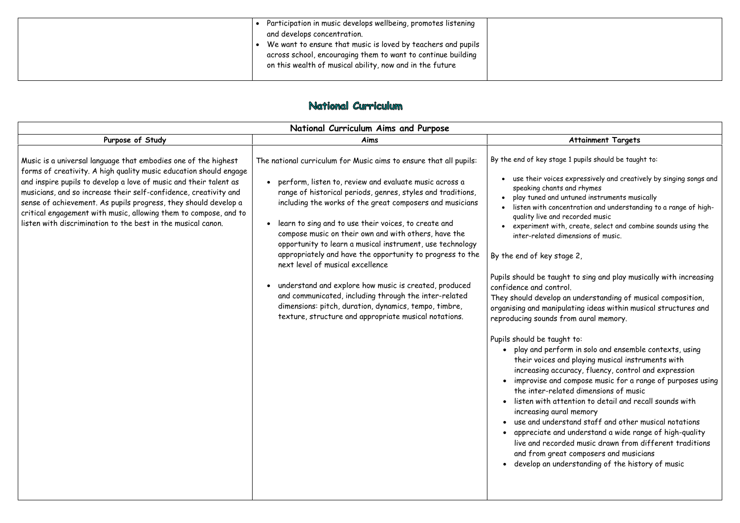| | • Participation in music develops wellbeing, promotes listening and develops concentration.<br>• We want to ensure that music is loved by teachers and pupils across school, encouraging them to want to continue building on this wealth of musical ability, now and in the future | |
|---|---|---|

## National Curriculum

| National Curriculum Aims and Purpose | | |
|---|---|---|
| **Purpose of Study** | **Aims** | **Attainment Targets** |
| Music is a universal language that embodies one of the highest forms of creativity. A high quality music education should engage and inspire pupils to develop a love of music and their talent as musicians, and so increase their self-confidence, creativity and sense of achievement. As pupils progress, they should develop a critical engagement with music, allowing them to compose, and to listen with discrimination to the best in the musical canon. | The national curriculum for Music aims to ensure that all pupils:<br>• perform, listen to, review and evaluate music across a range of historical periods, genres, styles and traditions, including the works of the great composers and musicians<br>• learn to sing and to use their voices, to create and compose music on their own and with others, have the opportunity to learn a musical instrument, use technology appropriately and have the opportunity to progress to the next level of musical excellence<br>• understand and explore how music is created, produced and communicated, including through the inter-related dimensions: pitch, duration, dynamics, tempo, timbre, texture, structure and appropriate musical notations. | By the end of key stage 1 pupils should be taught to:<br>• use their voices expressively and creatively by singing songs and speaking chants and rhymes<br>• play tuned and untuned instruments musically<br>• listen with concentration and understanding to a range of high-quality live and recorded music<br>• experiment with, create, select and combine sounds using the inter-related dimensions of music.<br><br>By the end of key stage 2,<br><br>Pupils should be taught to sing and play musically with increasing confidence and control.<br>They should develop an understanding of musical composition, organising and manipulating ideas within musical structures and reproducing sounds from aural memory.<br><br>Pupils should be taught to:<br>• play and perform in solo and ensemble contexts, using their voices and playing musical instruments with increasing accuracy, fluency, control and expression<br>• improvise and compose music for a range of purposes using the inter-related dimensions of music<br>• listen with attention to detail and recall sounds with increasing aural memory<br>• use and understand staff and other musical notations<br>• appreciate and understand a wide range of high-quality live and recorded music drawn from different traditions and from great composers and musicians<br>• develop an understanding of the history of music |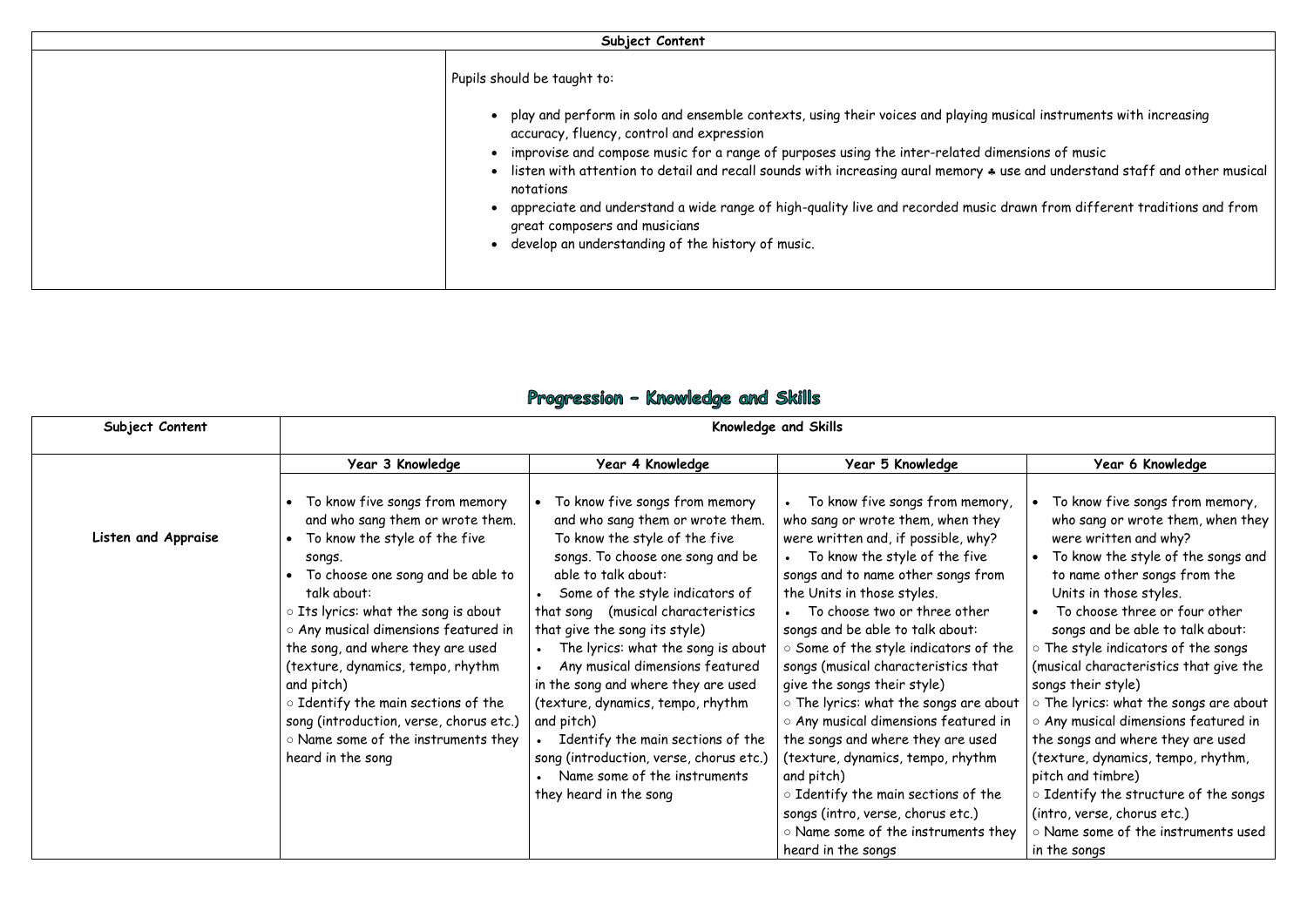| Subject Content | |
|---|---|
| | Pupils should be taught to:<br><br>• play and perform in solo and ensemble contexts, using their voices and playing musical instruments with increasing accuracy, fluency, control and expression<br>• improvise and compose music for a range of purposes using the inter-related dimensions of music<br>• listen with attention to detail and recall sounds with increasing aural memory ♣ use and understand staff and other musical notations<br>• appreciate and understand a wide range of high-quality live and recorded music drawn from different traditions and from great composers and musicians<br>• develop an understanding of the history of music. |

## Progression – Knowledge and Skills

| Subject Content | Knowledge and Skills | | | |
|---|---|---|---|---|
| | **Year 3 Knowledge** | **Year 4 Knowledge** | **Year 5 Knowledge** | **Year 6 Knowledge** |
| **Listen and Appraise** | • To know five songs from memory and who sang them or wrote them.<br>• To know the style of the five songs.<br>• To choose one song and be able to talk about:<br>○ Its lyrics: what the song is about<br>○ Any musical dimensions featured in the song, and where they are used (texture, dynamics, tempo, rhythm and pitch)<br>○ Identify the main sections of the song (introduction, verse, chorus etc.)<br>○ Name some of the instruments they heard in the song | • To know five songs from memory and who sang them or wrote them. To know the style of the five songs. To choose one song and be able to talk about:<br>• Some of the style indicators of that song (musical characteristics that give the song its style)<br>• The lyrics: what the song is about<br>• Any musical dimensions featured in the song and where they are used (texture, dynamics, tempo, rhythm and pitch)<br>• Identify the main sections of the song (introduction, verse, chorus etc.)<br>• Name some of the instruments they heard in the song | • To know five songs from memory, who sang or wrote them, when they were written and, if possible, why?<br>• To know the style of the five songs and to name other songs from the Units in those styles.<br>• To choose two or three other songs and be able to talk about:<br>○ Some of the style indicators of the songs (musical characteristics that give the songs their style)<br>○ The lyrics: what the songs are about<br>○ Any musical dimensions featured in the songs and where they are used (texture, dynamics, tempo, rhythm and pitch)<br>○ Identify the main sections of the songs (intro, verse, chorus etc.)<br>○ Name some of the instruments they heard in the songs | • To know five songs from memory, who sang or wrote them, when they were written and why?<br>• To know the style of the songs and to name other songs from the Units in those styles.<br>• To choose three or four other songs and be able to talk about:<br>○ The style indicators of the songs (musical characteristics that give the songs their style)<br>○ The lyrics: what the songs are about<br>○ Any musical dimensions featured in the songs and where they are used (texture, dynamics, tempo, rhythm, pitch and timbre)<br>○ Identify the structure of the songs (intro, verse, chorus etc.)<br>○ Name some of the instruments used in the songs |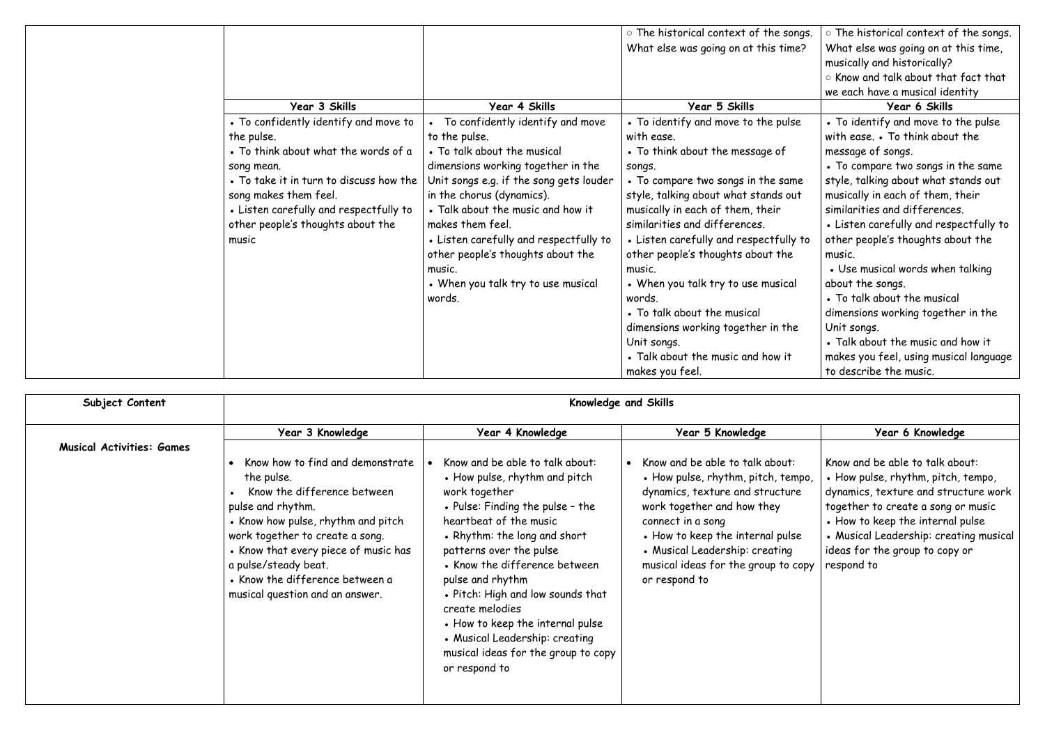| | | | | |
|---|---|---|---|---|
| | | | ○ The historical context of the songs. What else was going on at this time? | ○ The historical context of the songs. What else was going on at this time, musically and historically?<br>○ Know and talk about that fact that we each have a musical identity |
| | **Year 3 Skills** | **Year 4 Skills** | **Year 5 Skills** | **Year 6 Skills** |
| | • To confidently identify and move to the pulse.<br>• To think about what the words of a song mean.<br>• To take it in turn to discuss how the song makes them feel.<br>• Listen carefully and respectfully to other people's thoughts about the music | • To confidently identify and move to the pulse.<br>• To talk about the musical dimensions working together in the Unit songs e.g. if the song gets louder in the chorus (dynamics).<br>• Talk about the music and how it makes them feel.<br>• Listen carefully and respectfully to other people's thoughts about the music.<br>• When you talk try to use musical words. | • To identify and move to the pulse with ease.<br>• To think about the message of songs.<br>• To compare two songs in the same style, talking about what stands out musically in each of them, their similarities and differences.<br>• Listen carefully and respectfully to other people's thoughts about the music.<br>• When you talk try to use musical words.<br>• To talk about the musical dimensions working together in the Unit songs.<br>• Talk about the music and how it makes you feel. | • To identify and move to the pulse with ease. • To think about the message of songs.<br>• To compare two songs in the same style, talking about what stands out musically in each of them, their similarities and differences.<br>• Listen carefully and respectfully to other people's thoughts about the music.<br>• Use musical words when talking about the songs.<br>• To talk about the musical dimensions working together in the Unit songs.<br>• Talk about the music and how it makes you feel, using musical language to describe the music. |

| **Subject Content** | **Knowledge and Skills** | | | |
|---|---|---|---|---|
| | **Year 3 Knowledge** | **Year 4 Knowledge** | **Year 5 Knowledge** | **Year 6 Knowledge** |
| **Musical Activities: Games** | • Know how to find and demonstrate the pulse.<br>• Know the difference between pulse and rhythm.<br>• Know how pulse, rhythm and pitch work together to create a song.<br>• Know that every piece of music has a pulse/steady beat.<br>• Know the difference between a musical question and an answer. | • Know and be able to talk about:<br>• How pulse, rhythm and pitch work together<br>• Pulse: Finding the pulse – the heartbeat of the music<br>• Rhythm: the long and short patterns over the pulse<br>• Know the difference between pulse and rhythm<br>• Pitch: High and low sounds that create melodies<br>• How to keep the internal pulse<br>• Musical Leadership: creating musical ideas for the group to copy or respond to | • Know and be able to talk about:<br>• How pulse, rhythm, pitch, tempo, dynamics, texture and structure work together and how they connect in a song<br>• How to keep the internal pulse<br>• Musical Leadership: creating musical ideas for the group to copy or respond to | Know and be able to talk about:<br>• How pulse, rhythm, pitch, tempo, dynamics, texture and structure work together to create a song or music<br>• How to keep the internal pulse<br>• Musical Leadership: creating musical ideas for the group to copy or respond to |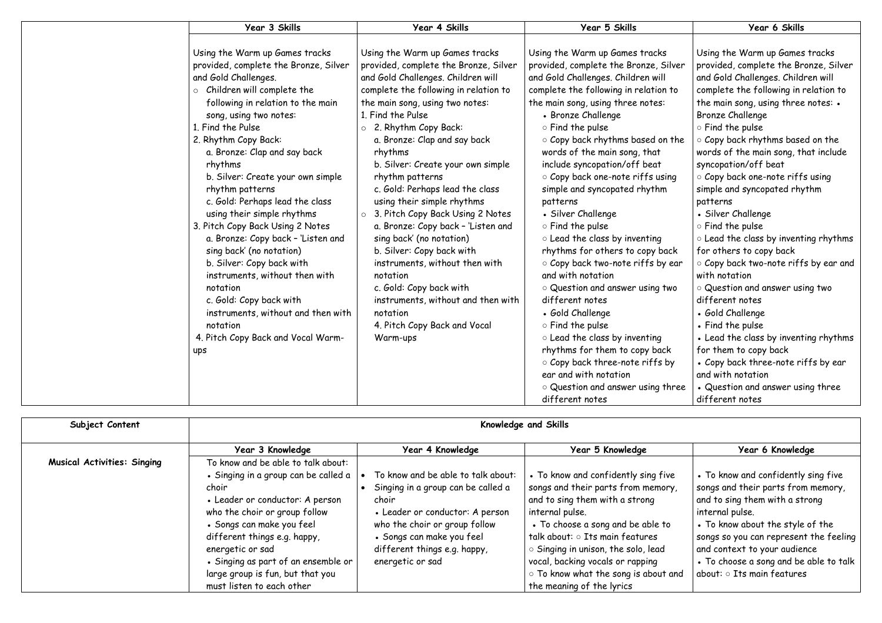| | Year 3 Skills | Year 4 Skills | Year 5 Skills | Year 6 Skills |
|---|---|---|---|---|
| | Using the Warm up Games tracks provided, complete the Bronze, Silver and Gold Challenges.<br>○ Children will complete the following in relation to the main song, using two notes:<br>1. Find the Pulse<br>2. Rhythm Copy Back:<br>a. Bronze: Clap and say back rhythms<br>b. Silver: Create your own simple rhythm patterns<br>c. Gold: Perhaps lead the class using their simple rhythms<br>3. Pitch Copy Back Using 2 Notes<br>a. Bronze: Copy back – 'Listen and sing back' (no notation)<br>b. Silver: Copy back with instruments, without then with notation<br>c. Gold: Copy back with instruments, without and then with notation<br>4. Pitch Copy Back and Vocal Warm-ups | Using the Warm up Games tracks provided, complete the Bronze, Silver and Gold Challenges. Children will complete the following in relation to the main song, using two notes:<br>1. Find the Pulse<br>○ 2. Rhythm Copy Back:<br>a. Bronze: Clap and say back rhythms<br>b. Silver: Create your own simple rhythm patterns<br>c. Gold: Perhaps lead the class using their simple rhythms<br>○ 3. Pitch Copy Back Using 2 Notes<br>a. Bronze: Copy back – 'Listen and sing back' (no notation)<br>b. Silver: Copy back with instruments, without then with notation<br>c. Gold: Copy back with instruments, without and then with notation<br>4. Pitch Copy Back and Vocal Warm-ups | Using the Warm up Games tracks provided, complete the Bronze, Silver and Gold Challenges. Children will complete the following in relation to the main song, using three notes:<br>• Bronze Challenge<br>○ Find the pulse<br>○ Copy back rhythms based on the words of the main song, that include syncopation/off beat<br>○ Copy back one-note riffs using simple and syncopated rhythm patterns<br>• Silver Challenge<br>○ Find the pulse<br>○ Lead the class by inventing rhythms for others to copy back<br>○ Copy back two-note riffs by ear and with notation<br>○ Question and answer using two different notes<br>• Gold Challenge<br>○ Find the pulse<br>○ Lead the class by inventing rhythms for them to copy back<br>○ Copy back three-note riffs by ear and with notation<br>○ Question and answer using three different notes | Using the Warm up Games tracks provided, complete the Bronze, Silver and Gold Challenges. Children will complete the following in relation to the main song, using three notes: • Bronze Challenge<br>○ Find the pulse<br>○ Copy back rhythms based on the words of the main song, that include syncopation/off beat<br>○ Copy back one-note riffs using simple and syncopated rhythm patterns<br>• Silver Challenge<br>○ Find the pulse<br>○ Lead the class by inventing rhythms for others to copy back<br>○ Copy back two-note riffs by ear and with notation<br>○ Question and answer using two different notes<br>• Gold Challenge<br>• Find the pulse<br>• Lead the class by inventing rhythms for them to copy back<br>• Copy back three-note riffs by ear and with notation<br>• Question and answer using three different notes |

| Subject Content | Knowledge and Skills | | | |
|---|---|---|---|---|
| | **Year 3 Knowledge** | **Year 4 Knowledge** | **Year 5 Knowledge** | **Year 6 Knowledge** |
| **Musical Activities: Singing** | To know and be able to talk about:<br>• Singing in a group can be called a choir<br>• Leader or conductor: A person who the choir or group follow<br>• Songs can make you feel different things e.g. happy, energetic or sad<br>• Singing as part of an ensemble or large group is fun, but that you must listen to each other | • To know and be able to talk about:<br>• Singing in a group can be called a choir<br>• Leader or conductor: A person who the choir or group follow<br>• Songs can make you feel different things e.g. happy, energetic or sad | • To know and confidently sing five songs and their parts from memory, and to sing them with a strong internal pulse.<br>• To choose a song and be able to talk about: ○ Its main features<br>○ Singing in unison, the solo, lead vocal, backing vocals or rapping<br>○ To know what the song is about and the meaning of the lyrics | • To know and confidently sing five songs and their parts from memory, and to sing them with a strong internal pulse.<br>• To know about the style of the songs so you can represent the feeling and context to your audience<br>• To choose a song and be able to talk about: ○ Its main features |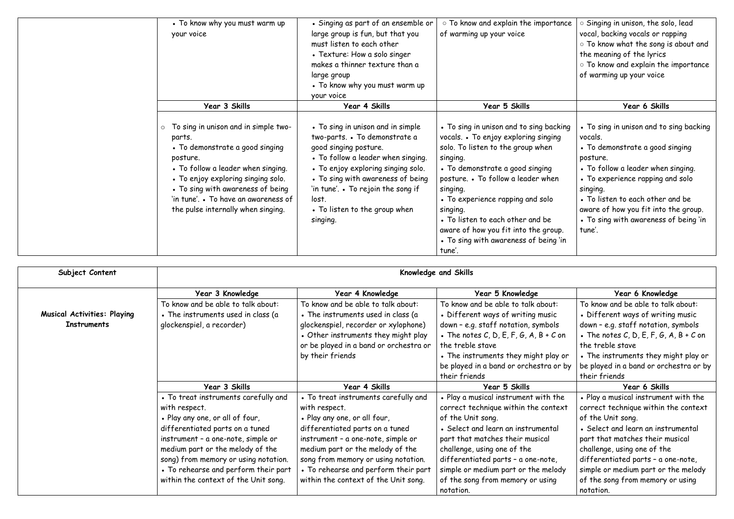| | | | | |
|---|---|---|---|---|
| | • To know why you must warm up your voice | • Singing as part of an ensemble or large group is fun, but that you must listen to each other<br>• Texture: How a solo singer makes a thinner texture than a large group<br>• To know why you must warm up your voice | ○ To know and explain the importance of warming up your voice | ○ Singing in unison, the solo, lead vocal, backing vocals or rapping<br>○ To know what the song is about and the meaning of the lyrics<br>○ To know and explain the importance of warming up your voice |
| | **Year 3 Skills** | **Year 4 Skills** | **Year 5 Skills** | **Year 6 Skills** |
| | ○ To sing in unison and in simple two-parts.<br>• To demonstrate a good singing posture.<br>• To follow a leader when singing.<br>• To enjoy exploring singing solo.<br>• To sing with awareness of being 'in tune'. • To have an awareness of the pulse internally when singing. | • To sing in unison and in simple two-parts. • To demonstrate a good singing posture.<br>• To follow a leader when singing.<br>• To enjoy exploring singing solo.<br>• To sing with awareness of being 'in tune'. • To rejoin the song if lost.<br>• To listen to the group when singing. | • To sing in unison and to sing backing vocals. • To enjoy exploring singing solo. To listen to the group when singing.<br>• To demonstrate a good singing posture. • To follow a leader when singing.<br>• To experience rapping and solo singing.<br>• To listen to each other and be aware of how you fit into the group.<br>• To sing with awareness of being 'in tune'. | • To sing in unison and to sing backing vocals.<br>• To demonstrate a good singing posture.<br>• To follow a leader when singing.<br>• To experience rapping and solo singing.<br>• To listen to each other and be aware of how you fit into the group.<br>• To sing with awareness of being 'in tune'. |

| Subject Content | Knowledge and Skills | | | |
|---|---|---|---|---|
| | **Year 3 Knowledge** | **Year 4 Knowledge** | **Year 5 Knowledge** | **Year 6 Knowledge** |
| **Musical Activities: Playing Instruments** | To know and be able to talk about:<br>• The instruments used in class (a glockenspiel, a recorder) | To know and be able to talk about:<br>• The instruments used in class (a glockenspiel, recorder or xylophone)<br>• Other instruments they might play or be played in a band or orchestra or by their friends | To know and be able to talk about:<br>• Different ways of writing music down – e.g. staff notation, symbols<br>• The notes C, D, E, F, G, A, B + C on the treble stave<br>• The instruments they might play or be played in a band or orchestra or by their friends | To know and be able to talk about:<br>• Different ways of writing music down – e.g. staff notation, symbols<br>• The notes C, D, E, F, G, A, B + C on the treble stave<br>• The instruments they might play or be played in a band or orchestra or by their friends |
| | **Year 3 Skills** | **Year 4 Skills** | **Year 5 Skills** | **Year 6 Skills** |
| | • To treat instruments carefully and with respect.<br>• Play any one, or all of four, differentiated parts on a tuned instrument – a one-note, simple or medium part or the melody of the song) from memory or using notation.<br>• To rehearse and perform their part within the context of the Unit song. | • To treat instruments carefully and with respect.<br>• Play any one, or all four, differentiated parts on a tuned instrument – a one-note, simple or medium part or the melody of the song from memory or using notation.<br>• To rehearse and perform their part within the context of the Unit song. | • Play a musical instrument with the correct technique within the context of the Unit song.<br>• Select and learn an instrumental part that matches their musical challenge, using one of the differentiated parts – a one-note, simple or medium part or the melody of the song from memory or using notation. | • Play a musical instrument with the correct technique within the context of the Unit song.<br>• Select and learn an instrumental part that matches their musical challenge, using one of the differentiated parts – a one-note, simple or medium part or the melody of the song from memory or using notation. |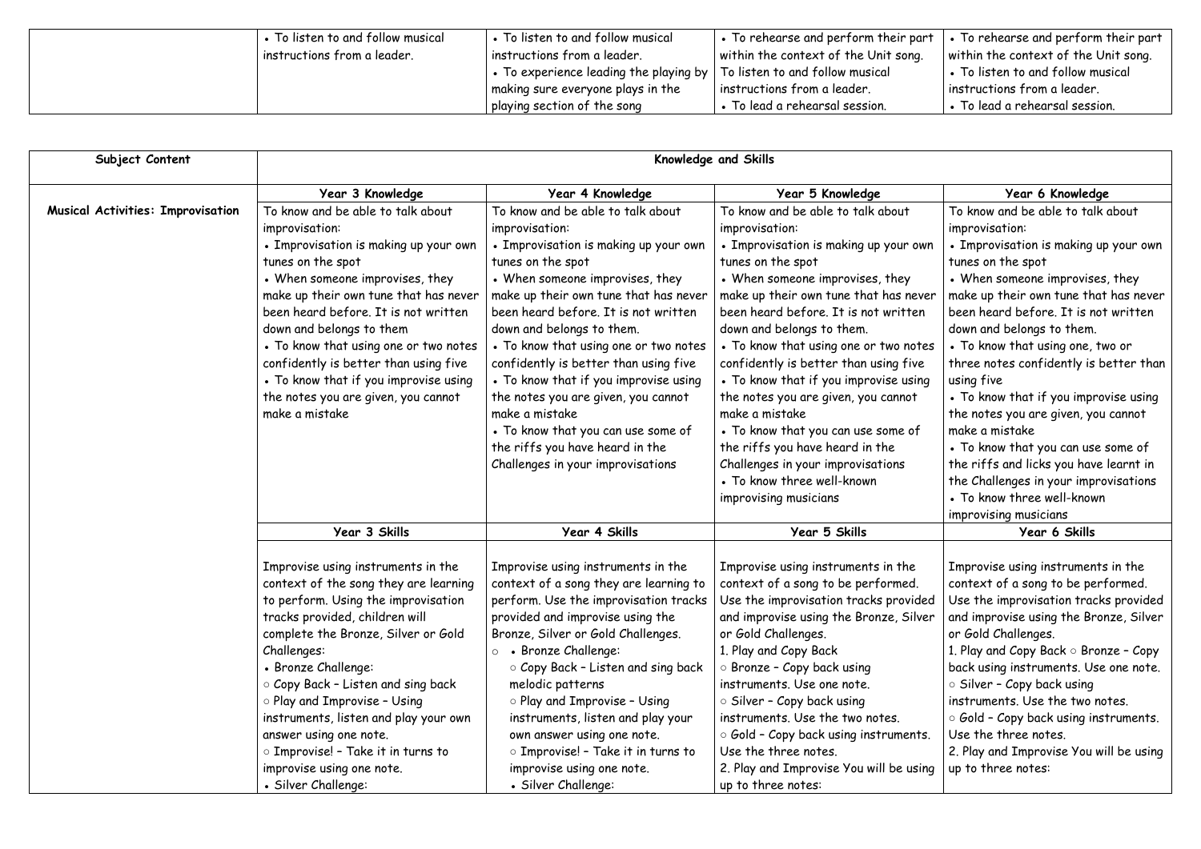| | | | | |
|---|---|---|---|---|
| | • To listen to and follow musical instructions from a leader. | • To listen to and follow musical instructions from a leader.<br>• To experience leading the playing by making sure everyone plays in the playing section of the song | • To rehearse and perform their part within the context of the Unit song.<br>To listen to and follow musical instructions from a leader.<br>• To lead a rehearsal session. | • To rehearse and perform their part within the context of the Unit song.<br>• To listen to and follow musical instructions from a leader.<br>• To lead a rehearsal session. |

| Subject Content | Knowledge and Skills | | | |
|---|---|---|---|---|
| | **Year 3 Knowledge** | **Year 4 Knowledge** | **Year 5 Knowledge** | **Year 6 Knowledge** |
| **Musical Activities: Improvisation** | To know and be able to talk about improvisation:<br>• Improvisation is making up your own tunes on the spot<br>• When someone improvises, they make up their own tune that has never been heard before. It is not written down and belongs to them<br>• To know that using one or two notes confidently is better than using five<br>• To know that if you improvise using the notes you are given, you cannot make a mistake | To know and be able to talk about improvisation:<br>• Improvisation is making up your own tunes on the spot<br>• When someone improvises, they make up their own tune that has never been heard before. It is not written down and belongs to them.<br>• To know that using one or two notes confidently is better than using five<br>• To know that if you improvise using the notes you are given, you cannot make a mistake<br>• To know that you can use some of the riffs you have heard in the Challenges in your improvisations | To know and be able to talk about improvisation:<br>• Improvisation is making up your own tunes on the spot<br>• When someone improvises, they make up their own tune that has never been heard before. It is not written down and belongs to them.<br>• To know that using one or two notes confidently is better than using five<br>• To know that if you improvise using the notes you are given, you cannot make a mistake<br>• To know that you can use some of the riffs you have heard in the Challenges in your improvisations<br>• To know three well-known improvising musicians | To know and be able to talk about improvisation:<br>• Improvisation is making up your own tunes on the spot<br>• When someone improvises, they make up their own tune that has never been heard before. It is not written down and belongs to them.<br>• To know that using one, two or three notes confidently is better than using five<br>• To know that if you improvise using the notes you are given, you cannot make a mistake<br>• To know that you can use some of the riffs and licks you have learnt in the Challenges in your improvisations<br>• To know three well-known improvising musicians |
| | **Year 3 Skills** | **Year 4 Skills** | **Year 5 Skills** | **Year 6 Skills** |
| | Improvise using instruments in the context of the song they are learning to perform. Using the improvisation tracks provided, children will complete the Bronze, Silver or Gold Challenges:<br>• Bronze Challenge:<br>○ Copy Back – Listen and sing back<br>○ Play and Improvise – Using instruments, listen and play your own answer using one note.<br>○ Improvise! – Take it in turns to improvise using one note.<br>• Silver Challenge: | Improvise using instruments in the context of a song they are learning to perform. Use the improvisation tracks provided and improvise using the Bronze, Silver or Gold Challenges.<br>○ • Bronze Challenge:<br>○ Copy Back – Listen and sing back melodic patterns<br>○ Play and Improvise – Using instruments, listen and play your own answer using one note.<br>○ Improvise! – Take it in turns to improvise using one note.<br>• Silver Challenge: | Improvise using instruments in the context of a song to be performed. Use the improvisation tracks provided and improvise using the Bronze, Silver or Gold Challenges.<br>1. Play and Copy Back<br>○ Bronze – Copy back using instruments. Use one note.<br>○ Silver – Copy back using instruments. Use the two notes.<br>○ Gold – Copy back using instruments. Use the three notes.<br>2. Play and Improvise You will be using up to three notes: | Improvise using instruments in the context of a song to be performed. Use the improvisation tracks provided and improvise using the Bronze, Silver or Gold Challenges.<br>1. Play and Copy Back ○ Bronze – Copy back using instruments. Use one note.<br>○ Silver – Copy back using instruments. Use the two notes.<br>○ Gold – Copy back using instruments. Use the three notes.<br>2. Play and Improvise You will be using up to three notes: |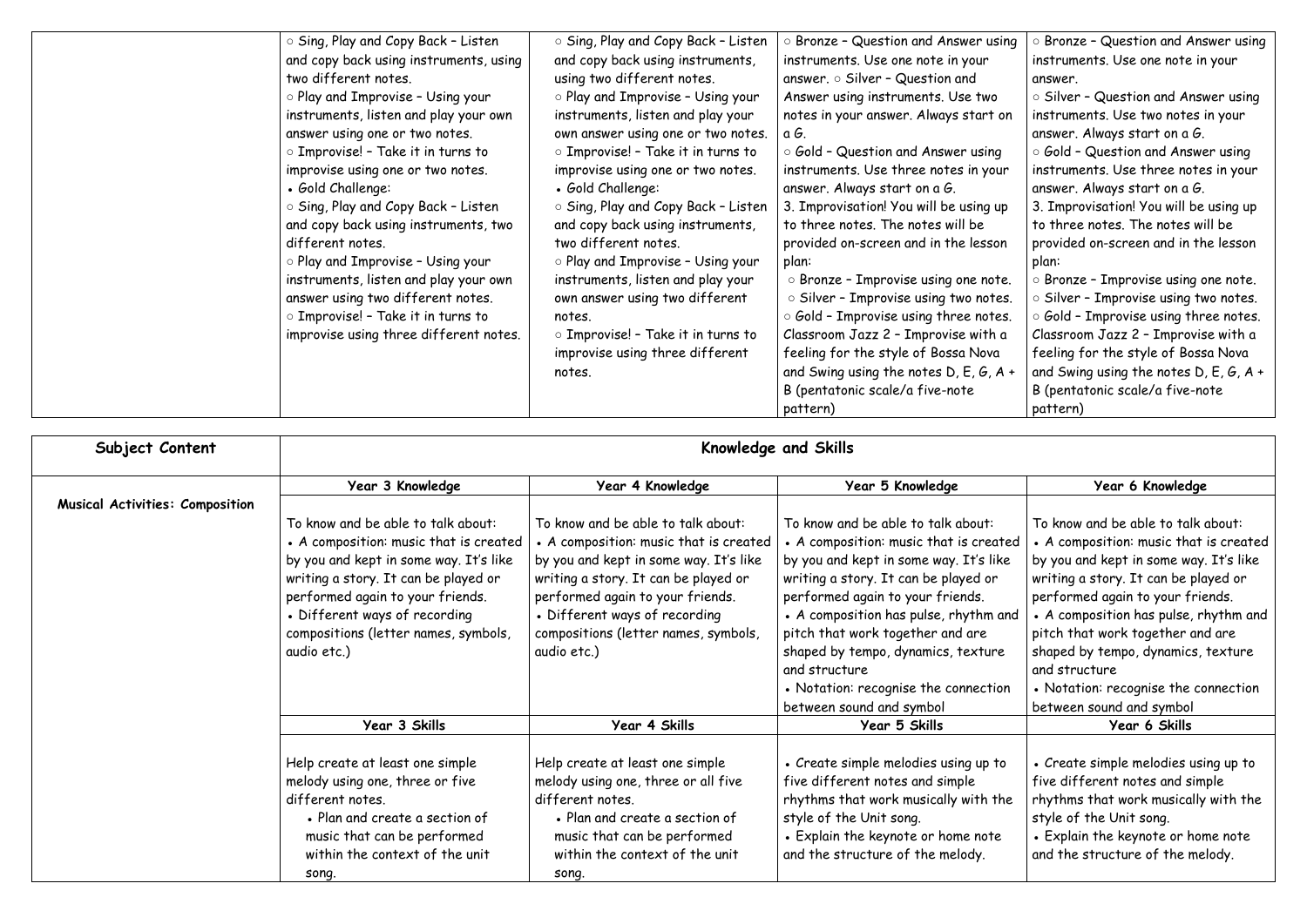|  | ○ Sing, Play and Copy Back – Listen and copy back using instruments, using two different notes.<br>○ Play and Improvise – Using your instruments, listen and play your own answer using one or two notes.<br>○ Improvise! – Take it in turns to improvise using one or two notes.<br>• Gold Challenge:<br>○ Sing, Play and Copy Back – Listen and copy back using instruments, two different notes.<br>○ Play and Improvise – Using your instruments, listen and play your own answer using two different notes.<br>○ Improvise! – Take it in turns to improvise using three different notes. | ○ Sing, Play and Copy Back – Listen and copy back using instruments, using two different notes.<br>○ Play and Improvise – Using your instruments, listen and play your own answer using one or two notes.<br>○ Improvise! – Take it in turns to improvise using one or two notes.<br>• Gold Challenge:<br>○ Sing, Play and Copy Back – Listen and copy back using instruments, two different notes.<br>○ Play and Improvise – Using your instruments, listen and play your own answer using two different notes.<br>○ Improvise! – Take it in turns to improvise using three different notes. | ○ Bronze – Question and Answer using instruments. Use one note in your answer. ○ Silver – Question and Answer using instruments. Use two notes in your answer. Always start on a G.<br>○ Gold – Question and Answer using instruments. Use three notes in your answer. Always start on a G.<br>3. Improvisation! You will be using up to three notes. The notes will be provided on-screen and in the lesson plan:<br>○ Bronze – Improvise using one note.<br>○ Silver – Improvise using two notes.<br>○ Gold – Improvise using three notes.<br>Classroom Jazz 2 – Improvise with a feeling for the style of Bossa Nova and Swing using the notes D, E, G, A + B (pentatonic scale/a five-note pattern) | ○ Bronze – Question and Answer using instruments. Use one note in your answer.<br>○ Silver – Question and Answer using instruments. Use two notes in your answer. Always start on a G.<br>○ Gold – Question and Answer using instruments. Use three notes in your answer. Always start on a G.<br>3. Improvisation! You will be using up to three notes. The notes will be provided on-screen and in the lesson plan:<br>○ Bronze – Improvise using one note.<br>○ Silver – Improvise using two notes.<br>○ Gold – Improvise using three notes.<br>Classroom Jazz 2 – Improvise with a feeling for the style of Bossa Nova and Swing using the notes D, E, G, A + B (pentatonic scale/a five-note pattern) |

| **Subject Content** | **Knowledge and Skills** | | | |
|---|---|---|---|---|
| **Musical Activities: Composition** | **Year 3 Knowledge** | **Year 4 Knowledge** | **Year 5 Knowledge** | **Year 6 Knowledge** |
|  | To know and be able to talk about:<br>• A composition: music that is created by you and kept in some way. It's like writing a story. It can be played or performed again to your friends.<br>• Different ways of recording compositions (letter names, symbols, audio etc.) | To know and be able to talk about:<br>• A composition: music that is created by you and kept in some way. It's like writing a story. It can be played or performed again to your friends.<br>• Different ways of recording compositions (letter names, symbols, audio etc.) | To know and be able to talk about:<br>• A composition: music that is created by you and kept in some way. It's like writing a story. It can be played or performed again to your friends.<br>• A composition has pulse, rhythm and pitch that work together and are shaped by tempo, dynamics, texture and structure<br>• Notation: recognise the connection between sound and symbol | To know and be able to talk about:<br>• A composition: music that is created by you and kept in some way. It's like writing a story. It can be played or performed again to your friends.<br>• A composition has pulse, rhythm and pitch that work together and are shaped by tempo, dynamics, texture and structure<br>• Notation: recognise the connection between sound and symbol |
|  | **Year 3 Skills** | **Year 4 Skills** | **Year 5 Skills** | **Year 6 Skills** |
|  | Help create at least one simple melody using one, three or five different notes.<br>• Plan and create a section of music that can be performed within the context of the unit song. | Help create at least one simple melody using one, three or all five different notes.<br>• Plan and create a section of music that can be performed within the context of the unit song. | • Create simple melodies using up to five different notes and simple rhythms that work musically with the style of the Unit song.<br>• Explain the keynote or home note and the structure of the melody. | • Create simple melodies using up to five different notes and simple rhythms that work musically with the style of the Unit song.<br>• Explain the keynote or home note and the structure of the melody. |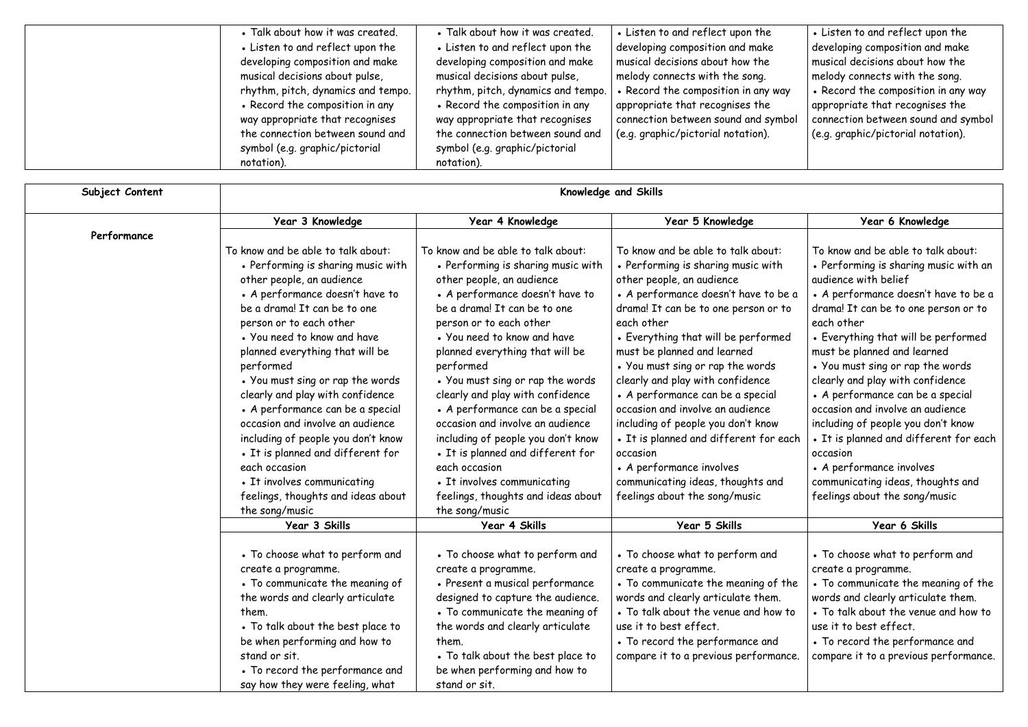|  | • Talk about how it was created.<br>• Listen to and reflect upon the developing composition and make musical decisions about pulse, rhythm, pitch, dynamics and tempo.<br>• Record the composition in any way appropriate that recognises the connection between sound and symbol (e.g. graphic/pictorial notation). | • Talk about how it was created.<br>• Listen to and reflect upon the developing composition and make musical decisions about pulse, rhythm, pitch, dynamics and tempo.<br>• Record the composition in any way appropriate that recognises the connection between sound and symbol (e.g. graphic/pictorial notation). | • Listen to and reflect upon the developing composition and make musical decisions about how the melody connects with the song.<br>• Record the composition in any way appropriate that recognises the connection between sound and symbol (e.g. graphic/pictorial notation). | • Listen to and reflect upon the developing composition and make musical decisions about how the melody connects with the song.<br>• Record the composition in any way appropriate that recognises the connection between sound and symbol (e.g. graphic/pictorial notation). |
|---|---|---|---|---|

| **Subject Content** | **Knowledge and Skills** | | | |
|---|---|---|---|---|
| **Performance** | **Year 3 Knowledge** | **Year 4 Knowledge** | **Year 5 Knowledge** | **Year 6 Knowledge** |
|  | To know and be able to talk about:<br>• Performing is sharing music with other people, an audience<br>• A performance doesn't have to be a drama! It can be to one person or to each other<br>• You need to know and have planned everything that will be performed<br>• You must sing or rap the words clearly and play with confidence<br>• A performance can be a special occasion and involve an audience including of people you don't know<br>• It is planned and different for each occasion<br>• It involves communicating feelings, thoughts and ideas about the song/music | To know and be able to talk about:<br>• Performing is sharing music with other people, an audience<br>• A performance doesn't have to be a drama! It can be to one person or to each other<br>• You need to know and have planned everything that will be performed<br>• You must sing or rap the words clearly and play with confidence<br>• A performance can be a special occasion and involve an audience including of people you don't know<br>• It is planned and different for each occasion<br>• It involves communicating feelings, thoughts and ideas about the song/music | To know and be able to talk about:<br>• Performing is sharing music with other people, an audience<br>• A performance doesn't have to be a drama! It can be to one person or to each other<br>• Everything that will be performed must be planned and learned<br>• You must sing or rap the words clearly and play with confidence<br>• A performance can be a special occasion and involve an audience including of people you don't know<br>• It is planned and different for each occasion<br>• A performance involves communicating ideas, thoughts and feelings about the song/music | To know and be able to talk about:<br>• Performing is sharing music with an audience with belief<br>• A performance doesn't have to be a drama! It can be to one person or to each other<br>• Everything that will be performed must be planned and learned<br>• You must sing or rap the words clearly and play with confidence<br>• A performance can be a special occasion and involve an audience including of people you don't know<br>• It is planned and different for each occasion<br>• A performance involves communicating ideas, thoughts and feelings about the song/music |
|  | **Year 3 Skills** | **Year 4 Skills** | **Year 5 Skills** | **Year 6 Skills** |
|  | • To choose what to perform and create a programme.<br>• To communicate the meaning of the words and clearly articulate them.<br>• To talk about the best place to be when performing and how to stand or sit.<br>• To record the performance and say how they were feeling, what | • To choose what to perform and create a programme.<br>• Present a musical performance designed to capture the audience.<br>• To communicate the meaning of the words and clearly articulate them.<br>• To talk about the best place to be when performing and how to stand or sit. | • To choose what to perform and create a programme.<br>• To communicate the meaning of the words and clearly articulate them.<br>• To talk about the venue and how to use it to best effect.<br>• To record the performance and compare it to a previous performance. | • To choose what to perform and create a programme.<br>• To communicate the meaning of the words and clearly articulate them.<br>• To talk about the venue and how to use it to best effect.<br>• To record the performance and compare it to a previous performance. |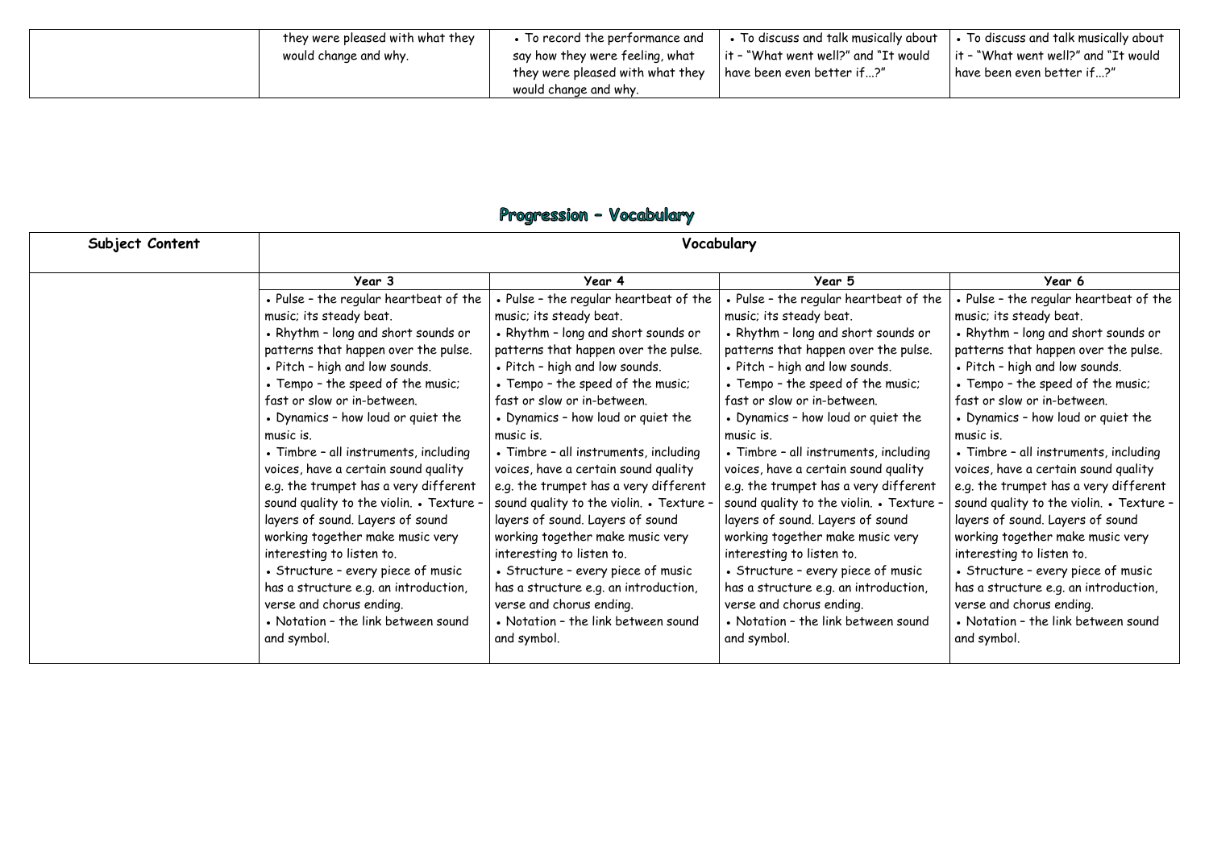| | | | | |
|---|---|---|---|---|
| | they were pleased with what they would change and why. | • To record the performance and say how they were feeling, what they were pleased with what they would change and why. | • To discuss and talk musically about it – "What went well?" and "It would have been even better if...?" | • To discuss and talk musically about it – "What went well?" and "It would have been even better if...?" |

## Progression – Vocabulary

| Subject Content | Vocabulary | | | |
|---|---|---|---|---|
| | Year 3 | Year 4 | Year 5 | Year 6 |
| | • Pulse – the regular heartbeat of the music; its steady beat. • Rhythm – long and short sounds or patterns that happen over the pulse. • Pitch – high and low sounds. • Tempo – the speed of the music; fast or slow or in-between. • Dynamics – how loud or quiet the music is. • Timbre – all instruments, including voices, have a certain sound quality e.g. the trumpet has a very different sound quality to the violin. • Texture – layers of sound. Layers of sound working together make music very interesting to listen to. • Structure – every piece of music has a structure e.g. an introduction, verse and chorus ending. • Notation – the link between sound and symbol. | • Pulse – the regular heartbeat of the music; its steady beat. • Rhythm – long and short sounds or patterns that happen over the pulse. • Pitch – high and low sounds. • Tempo – the speed of the music; fast or slow or in-between. • Dynamics – how loud or quiet the music is. • Timbre – all instruments, including voices, have a certain sound quality e.g. the trumpet has a very different sound quality to the violin. • Texture – layers of sound. Layers of sound working together make music very interesting to listen to. • Structure – every piece of music has a structure e.g. an introduction, verse and chorus ending. • Notation – the link between sound and symbol. | • Pulse – the regular heartbeat of the music; its steady beat. • Rhythm – long and short sounds or patterns that happen over the pulse. • Pitch – high and low sounds. • Tempo – the speed of the music; fast or slow or in-between. • Dynamics – how loud or quiet the music is. • Timbre – all instruments, including voices, have a certain sound quality e.g. the trumpet has a very different sound quality to the violin. • Texture – layers of sound. Layers of sound working together make music very interesting to listen to. • Structure – every piece of music has a structure e.g. an introduction, verse and chorus ending. • Notation – the link between sound and symbol. | • Pulse – the regular heartbeat of the music; its steady beat. • Rhythm – long and short sounds or patterns that happen over the pulse. • Pitch – high and low sounds. • Tempo – the speed of the music; fast or slow or in-between. • Dynamics – how loud or quiet the music is. • Timbre – all instruments, including voices, have a certain sound quality e.g. the trumpet has a very different sound quality to the violin. • Texture – layers of sound. Layers of sound working together make music very interesting to listen to. • Structure – every piece of music has a structure e.g. an introduction, verse and chorus ending. • Notation – the link between sound and symbol. |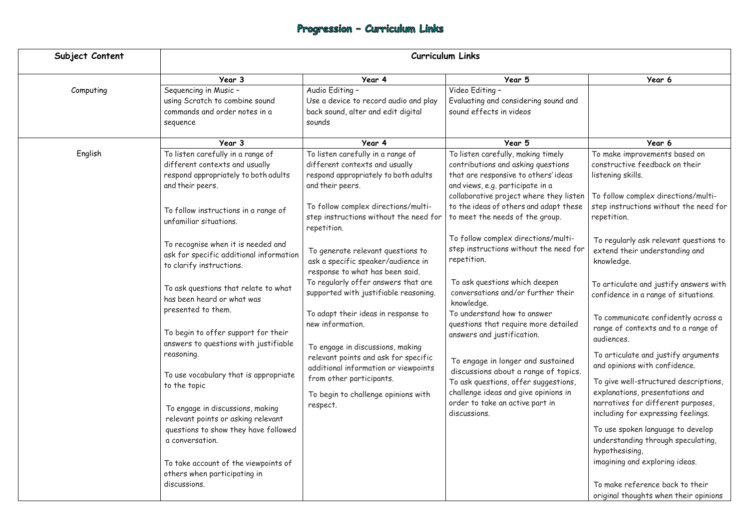# Progression – Curriculum Links

| Subject Content | Curriculum Links | | | |
|---|---|---|---|---|
| | Year 3 | Year 4 | Year 5 | Year 6 |
| Computing | Sequencing in Music – using Scratch to combine sound commands and order notes in a sequence | Audio Editing – Use a device to record audio and play back sound, alter and edit digital sounds | Video Editing – Evaluating and considering sound and sound effects in videos | |
| | Year 3 | Year 4 | Year 5 | Year 6 |
| English | To listen carefully in a range of different contexts and usually respond appropriately to both adults and their peers.<br><br>To follow instructions in a range of unfamiliar situations.<br><br>To recognise when it is needed and ask for specific additional information to clarify instructions.<br><br>To ask questions that relate to what has been heard or what was presented to them.<br><br>To begin to offer support for their answers to questions with justifiable reasoning.<br><br>To use vocabulary that is appropriate to the topic<br><br>To engage in discussions, making relevant points or asking relevant questions to show they have followed a conversation.<br><br>To take account of the viewpoints of others when participating in discussions. | To listen carefully in a range of different contexts and usually respond appropriately to both adults and their peers.<br><br>To follow complex directions/multi-step instructions without the need for repetition.<br><br>To generate relevant questions to ask a specific speaker/audience in response to what has been said.<br>To regularly offer answers that are supported with justifiable reasoning.<br><br>To adapt their ideas in response to new information.<br><br>To engage in discussions, making relevant points and ask for specific additional information or viewpoints from other participants.<br><br>To begin to challenge opinions with respect. | To listen carefully, making timely contributions and asking questions that are responsive to others' ideas and views, e.g. participate in a collaborative project where they listen to the ideas of others and adapt these to meet the needs of the group.<br><br>To follow complex directions/multi-step instructions without the need for repetition.<br><br>To ask questions which deepen conversations and/or further their knowledge.<br>To understand how to answer questions that require more detailed answers and justification.<br><br>To engage in longer and sustained discussions about a range of topics.<br>To ask questions, offer suggestions, challenge ideas and give opinions in order to take an active part in discussions. | To make improvements based on constructive feedback on their listening skills.<br><br>To follow complex directions/multi-step instructions without the need for repetition.<br><br>To regularly ask relevant questions to extend their understanding and knowledge.<br><br>To articulate and justify answers with confidence in a range of situations.<br><br>To communicate confidently across a range of contexts and to a range of audiences.<br><br>To articulate and justify arguments and opinions with confidence.<br><br>To give well-structured descriptions, explanations, presentations and narratives for different purposes, including for expressing feelings.<br><br>To use spoken language to develop understanding through speculating, hypothesising, imagining and exploring ideas.<br><br>To make reference back to their original thoughts when their opinions |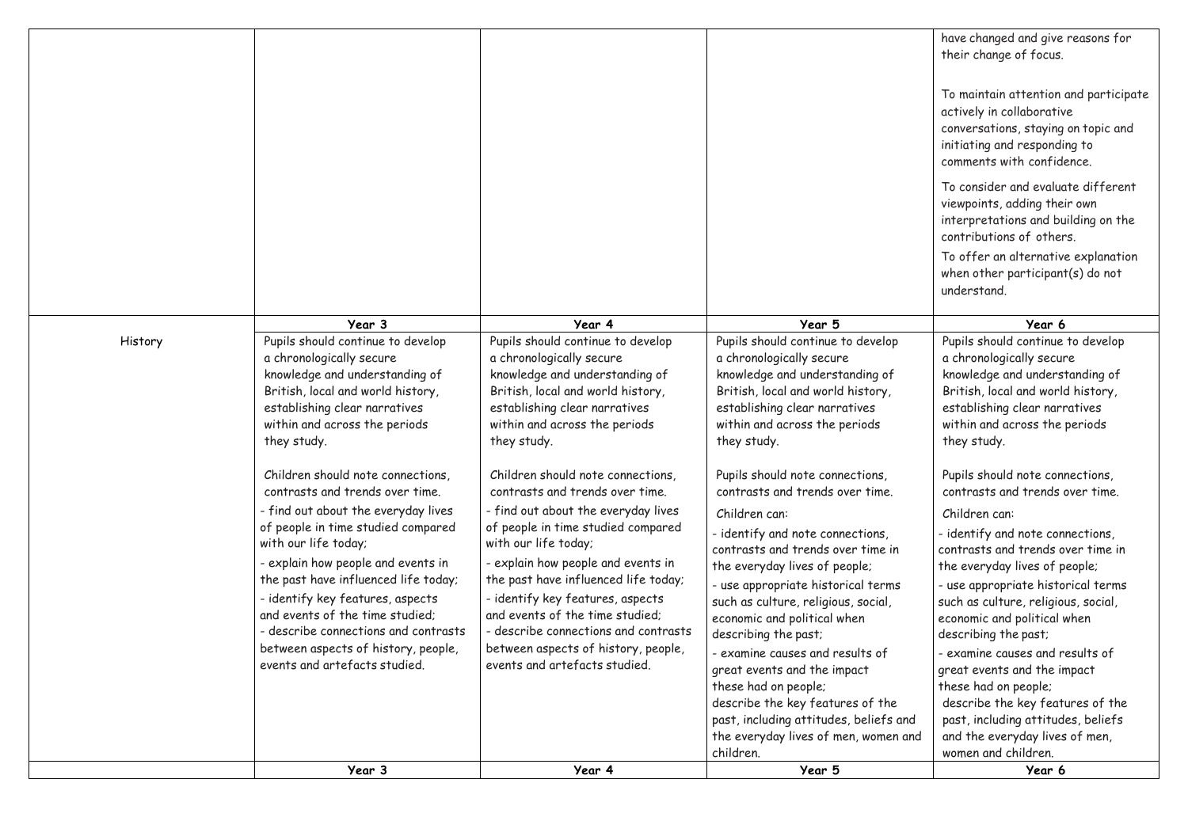| | | | | |
|---|---|---|---|---|
| | | | | have changed and give reasons for their change of focus.<br><br>To maintain attention and participate actively in collaborative conversations, staying on topic and initiating and responding to comments with confidence.<br><br>To consider and evaluate different viewpoints, adding their own interpretations and building on the contributions of others.<br><br>To offer an alternative explanation when other participant(s) do not understand. |
| | **Year 3** | **Year 4** | **Year 5** | **Year 6** |
| History | Pupils should continue to develop a chronologically secure knowledge and understanding of British, local and world history, establishing clear narratives within and across the periods they study.<br><br>Children should note connections, contrasts and trends over time.<br>- find out about the everyday lives of people in time studied compared with our life today;<br>- explain how people and events in the past have influenced life today;<br>- identify key features, aspects and events of the time studied;<br>- describe connections and contrasts between aspects of history, people, events and artefacts studied. | Pupils should continue to develop a chronologically secure knowledge and understanding of British, local and world history, establishing clear narratives within and across the periods they study.<br><br>Children should note connections, contrasts and trends over time.<br>- find out about the everyday lives of people in time studied compared with our life today;<br>- explain how people and events in the past have influenced life today;<br>- identify key features, aspects and events of the time studied;<br>- describe connections and contrasts between aspects of history, people, events and artefacts studied. | Pupils should continue to develop a chronologically secure knowledge and understanding of British, local and world history, establishing clear narratives within and across the periods they study.<br><br>Pupils should note connections, contrasts and trends over time.<br>Children can:<br>- identify and note connections, contrasts and trends over time in the everyday lives of people;<br>- use appropriate historical terms such as culture, religious, social, economic and political when describing the past;<br>- examine causes and results of great events and the impact these had on people;<br>describe the key features of the past, including attitudes, beliefs and the everyday lives of men, women and children. | Pupils should continue to develop a chronologically secure knowledge and understanding of British, local and world history, establishing clear narratives within and across the periods they study.<br><br>Pupils should note connections, contrasts and trends over time.<br>Children can:<br>- identify and note connections, contrasts and trends over time in the everyday lives of people;<br>- use appropriate historical terms such as culture, religious, social, economic and political when describing the past;<br>- examine causes and results of great events and the impact these had on people;<br>describe the key features of the past, including attitudes, beliefs and the everyday lives of men, women and children. |
| | **Year 3** | **Year 4** | **Year 5** | **Year 6** |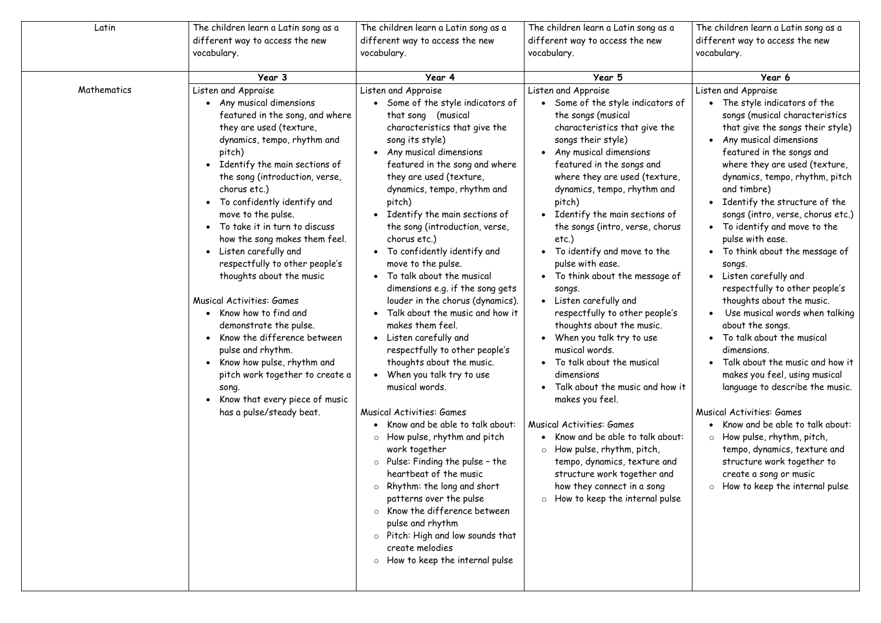| Latin | The children learn a Latin song as a different way to access the new vocabulary. | The children learn a Latin song as a different way to access the new vocabulary. | The children learn a Latin song as a different way to access the new vocabulary. | The children learn a Latin song as a different way to access the new vocabulary. |
|---|---|---|---|---|
| | **Year 3** | **Year 4** | **Year 5** | **Year 6** |
| Mathematics | Listen and Appraise<br>• Any musical dimensions featured in the song, and where they are used (texture, dynamics, tempo, rhythm and pitch)<br>• Identify the main sections of the song (introduction, verse, chorus etc.)<br>• To confidently identify and move to the pulse.<br>• To take it in turn to discuss how the song makes them feel.<br>• Listen carefully and respectfully to other people's thoughts about the music<br><br>Musical Activities: Games<br>• Know how to find and demonstrate the pulse.<br>• Know the difference between pulse and rhythm.<br>• Know how pulse, rhythm and pitch work together to create a song.<br>• Know that every piece of music has a pulse/steady beat. | Listen and Appraise<br>• Some of the style indicators of that song (musical characteristics that give the song its style)<br>• Any musical dimensions featured in the song and where they are used (texture, dynamics, tempo, rhythm and pitch)<br>• Identify the main sections of the song (introduction, verse, chorus etc.)<br>• To confidently identify and move to the pulse.<br>• To talk about the musical dimensions e.g. if the song gets louder in the chorus (dynamics).<br>• Talk about the music and how it makes them feel.<br>• Listen carefully and respectfully to other people's thoughts about the music.<br>• When you talk try to use musical words.<br><br>Musical Activities: Games<br>• Know and be able to talk about:<br>○ How pulse, rhythm and pitch work together<br>○ Pulse: Finding the pulse – the heartbeat of the music<br>○ Rhythm: the long and short patterns over the pulse<br>○ Know the difference between pulse and rhythm<br>○ Pitch: High and low sounds that create melodies<br>○ How to keep the internal pulse | Listen and Appraise<br>• Some of the style indicators of the songs (musical characteristics that give the songs their style)<br>• Any musical dimensions featured in the songs and where they are used (texture, dynamics, tempo, rhythm and pitch)<br>• Identify the main sections of the songs (intro, verse, chorus etc.)<br>• To identify and move to the pulse with ease.<br>• To think about the message of songs.<br>• Listen carefully and respectfully to other people's thoughts about the music.<br>• When you talk try to use musical words.<br>• To talk about the musical dimensions<br>• Talk about the music and how it makes you feel.<br><br>Musical Activities: Games<br>• Know and be able to talk about:<br>○ How pulse, rhythm, pitch, tempo, dynamics, texture and structure work together and how they connect in a song<br>○ How to keep the internal pulse | Listen and Appraise<br>• The style indicators of the songs (musical characteristics that give the songs their style)<br>• Any musical dimensions featured in the songs and where they are used (texture, dynamics, tempo, rhythm, pitch and timbre)<br>• Identify the structure of the songs (intro, verse, chorus etc.)<br>• To identify and move to the pulse with ease.<br>• To think about the message of songs.<br>• Listen carefully and respectfully to other people's thoughts about the music.<br>• Use musical words when talking about the songs.<br>• To talk about the musical dimensions.<br>• Talk about the music and how it makes you feel, using musical language to describe the music.<br><br>Musical Activities: Games<br>• Know and be able to talk about:<br>○ How pulse, rhythm, pitch, tempo, dynamics, texture and structure work together to create a song or music<br>○ How to keep the internal pulse |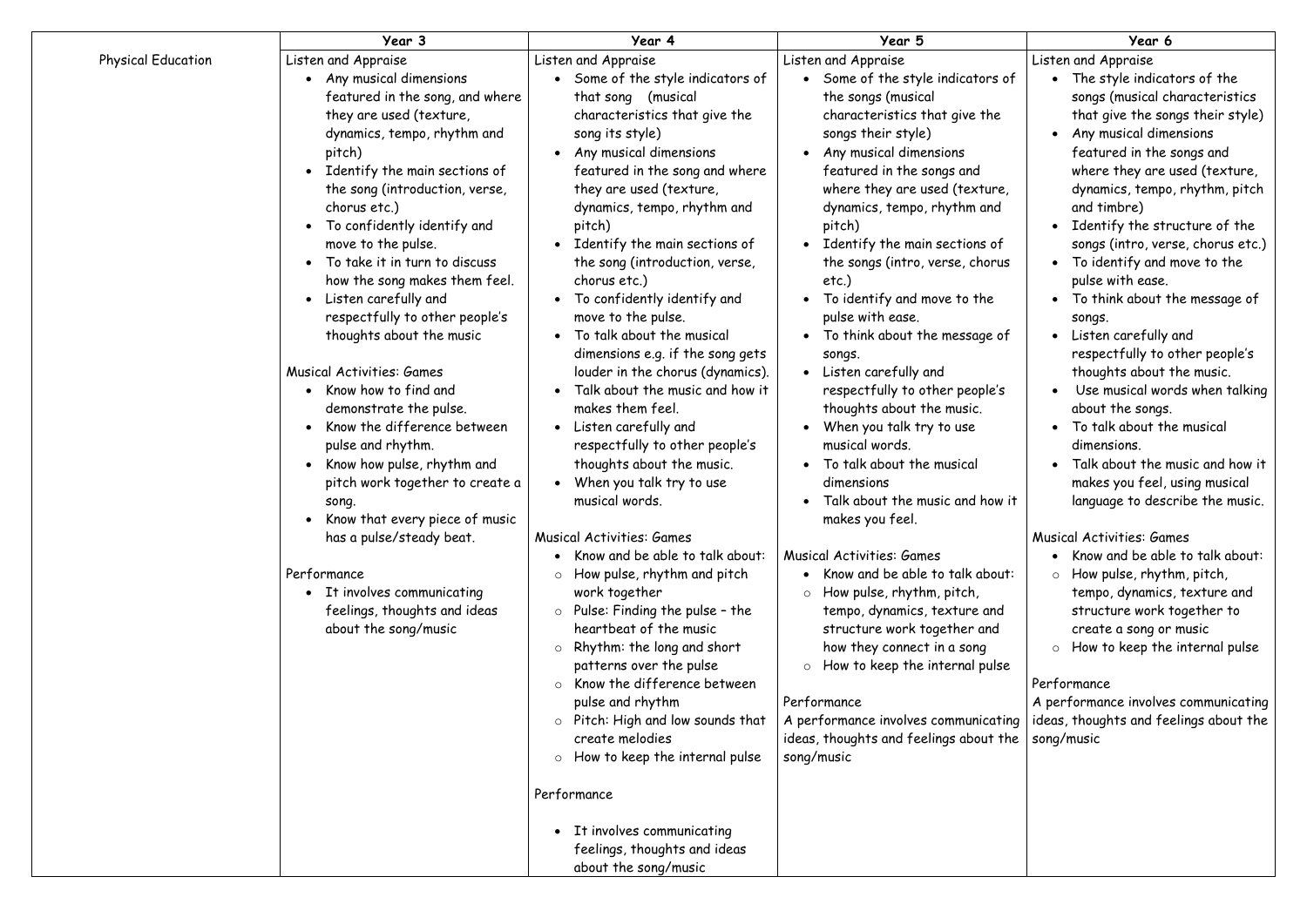| | Year 3 | Year 4 | Year 5 | Year 6 |
|---|---|---|---|---|
| Physical Education | Listen and Appraise<br>• Any musical dimensions featured in the song, and where they are used (texture, dynamics, tempo, rhythm and pitch)<br>• Identify the main sections of the song (introduction, verse, chorus etc.)<br>• To confidently identify and move to the pulse.<br>• To take it in turn to discuss how the song makes them feel.<br>• Listen carefully and respectfully to other people's thoughts about the music<br><br>Musical Activities: Games<br>• Know how to find and demonstrate the pulse.<br>• Know the difference between pulse and rhythm.<br>• Know how pulse, rhythm and pitch work together to create a song.<br>• Know that every piece of music has a pulse/steady beat.<br><br>Performance<br>• It involves communicating feelings, thoughts and ideas about the song/music | Listen and Appraise<br>• Some of the style indicators of that song (musical characteristics that give the song its style)<br>• Any musical dimensions featured in the song and where they are used (texture, dynamics, tempo, rhythm and pitch)<br>• Identify the main sections of the song (introduction, verse, chorus etc.)<br>• To confidently identify and move to the pulse.<br>• To talk about the musical dimensions e.g. if the song gets louder in the chorus (dynamics).<br>• Talk about the music and how it makes them feel.<br>• Listen carefully and respectfully to other people's thoughts about the music.<br>• When you talk try to use musical words.<br><br>Musical Activities: Games<br>• Know and be able to talk about:<br>○ How pulse, rhythm and pitch work together<br>○ Pulse: Finding the pulse – the heartbeat of the music<br>○ Rhythm: the long and short patterns over the pulse<br>○ Know the difference between pulse and rhythm<br>○ Pitch: High and low sounds that create melodies<br>○ How to keep the internal pulse<br><br>Performance<br>• It involves communicating feelings, thoughts and ideas about the song/music | Listen and Appraise<br>• Some of the style indicators of the songs (musical characteristics that give the songs their style)<br>• Any musical dimensions featured in the songs and where they are used (texture, dynamics, tempo, rhythm and pitch)<br>• Identify the main sections of the songs (intro, verse, chorus etc.)<br>• To identify and move to the pulse with ease.<br>• To think about the message of songs.<br>• Listen carefully and respectfully to other people's thoughts about the music.<br>• When you talk try to use musical words.<br>• To talk about the musical dimensions<br>• Talk about the music and how it makes you feel.<br><br>Musical Activities: Games<br>• Know and be able to talk about:<br>○ How pulse, rhythm, pitch, tempo, dynamics, texture and structure work together and how they connect in a song<br>○ How to keep the internal pulse<br><br>Performance<br>A performance involves communicating ideas, thoughts and feelings about the song/music | Listen and Appraise<br>• The style indicators of the songs (musical characteristics that give the songs their style)<br>• Any musical dimensions featured in the songs and where they are used (texture, dynamics, tempo, rhythm, pitch and timbre)<br>• Identify the structure of the songs (intro, verse, chorus etc.)<br>• To identify and move to the pulse with ease.<br>• To think about the message of songs.<br>• Listen carefully and respectfully to other people's thoughts about the music.<br>• Use musical words when talking about the songs.<br>• To talk about the musical dimensions.<br>• Talk about the music and how it makes you feel, using musical language to describe the music.<br><br>Musical Activities: Games<br>• Know and be able to talk about:<br>○ How pulse, rhythm, pitch, tempo, dynamics, texture and structure work together to create a song or music<br>○ How to keep the internal pulse<br><br>Performance<br>A performance involves communicating ideas, thoughts and feelings about the song/music |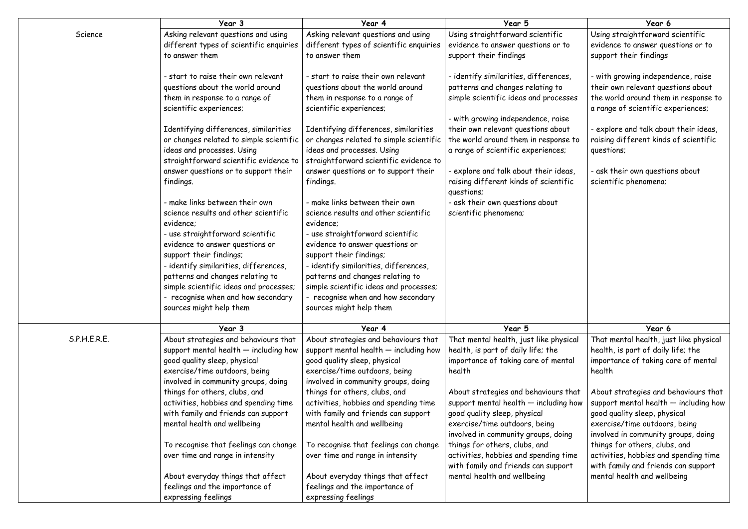| | Year 3 | Year 4 | Year 5 | Year 6 |
|---|---|---|---|---|
| Science | Asking relevant questions and using different types of scientific enquiries to answer them<br><br>- start to raise their own relevant questions about the world around them in response to a range of scientific experiences;<br><br>Identifying differences, similarities or changes related to simple scientific ideas and processes. Using straightforward scientific evidence to answer questions or to support their findings.<br><br>- make links between their own science results and other scientific evidence;<br>- use straightforward scientific evidence to answer questions or support their findings;<br>- identify similarities, differences, patterns and changes relating to simple scientific ideas and processes;<br>- recognise when and how secondary sources might help them | Asking relevant questions and using different types of scientific enquiries to answer them<br><br>- start to raise their own relevant questions about the world around them in response to a range of scientific experiences;<br><br>Identifying differences, similarities or changes related to simple scientific ideas and processes. Using straightforward scientific evidence to answer questions or to support their findings.<br><br>- make links between their own science results and other scientific evidence;<br>- use straightforward scientific evidence to answer questions or support their findings;<br>- identify similarities, differences, patterns and changes relating to simple scientific ideas and processes;<br>- recognise when and how secondary sources might help them | Using straightforward scientific evidence to answer questions or to support their findings<br><br>- identify similarities, differences, patterns and changes relating to simple scientific ideas and processes<br><br>- with growing independence, raise their own relevant questions about the world around them in response to a range of scientific experiences;<br><br>- explore and talk about their ideas, raising different kinds of scientific questions;<br>- ask their own questions about scientific phenomena; | Using straightforward scientific evidence to answer questions or to support their findings<br><br>- with growing independence, raise their own relevant questions about the world around them in response to a range of scientific experiences;<br><br>- explore and talk about their ideas, raising different kinds of scientific questions;<br><br>- ask their own questions about scientific phenomena; |
| | **Year 3** | **Year 4** | **Year 5** | **Year 6** |
| S.P.H.E.R.E. | About strategies and behaviours that support mental health — including how good quality sleep, physical exercise/time outdoors, being involved in community groups, doing things for others, clubs, and activities, hobbies and spending time with family and friends can support mental health and wellbeing<br><br>To recognise that feelings can change over time and range in intensity<br><br>About everyday things that affect feelings and the importance of expressing feelings | About strategies and behaviours that support mental health — including how good quality sleep, physical exercise/time outdoors, being involved in community groups, doing things for others, clubs, and activities, hobbies and spending time with family and friends can support mental health and wellbeing<br><br>To recognise that feelings can change over time and range in intensity<br><br>About everyday things that affect feelings and the importance of expressing feelings | That mental health, just like physical health, is part of daily life; the importance of taking care of mental health<br><br>About strategies and behaviours that support mental health — including how good quality sleep, physical exercise/time outdoors, being involved in community groups, doing things for others, clubs, and activities, hobbies and spending time with family and friends can support mental health and wellbeing | That mental health, just like physical health, is part of daily life; the importance of taking care of mental health<br><br>About strategies and behaviours that support mental health — including how good quality sleep, physical exercise/time outdoors, being involved in community groups, doing things for others, clubs, and activities, hobbies and spending time with family and friends can support mental health and wellbeing |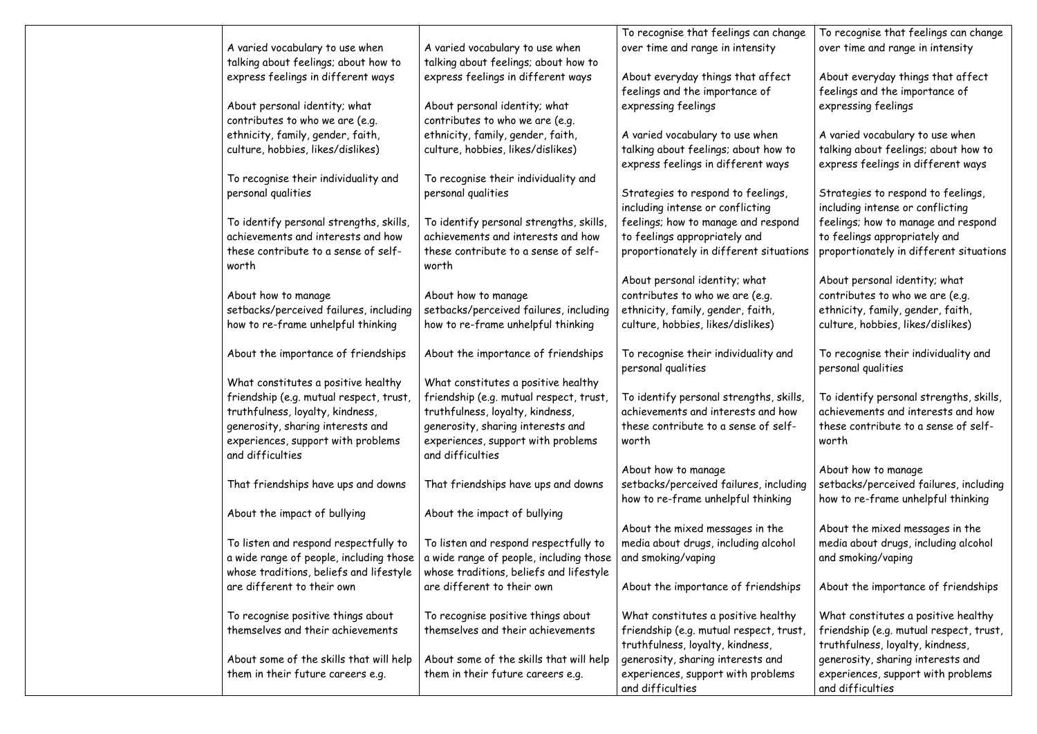| | | | | |
|---|---|---|---|---|
| | A varied vocabulary to use when talking about feelings; about how to express feelings in different ways<br><br>About personal identity; what contributes to who we are (e.g. ethnicity, family, gender, faith, culture, hobbies, likes/dislikes)<br><br>To recognise their individuality and personal qualities<br><br>To identify personal strengths, skills, achievements and interests and how these contribute to a sense of self-worth<br><br>About how to manage setbacks/perceived failures, including how to re-frame unhelpful thinking<br><br>About the importance of friendships<br><br>What constitutes a positive healthy friendship (e.g. mutual respect, trust, truthfulness, loyalty, kindness, generosity, sharing interests and experiences, support with problems and difficulties<br><br>That friendships have ups and downs<br><br>About the impact of bullying<br><br>To listen and respond respectfully to a wide range of people, including those whose traditions, beliefs and lifestyle are different to their own<br><br>To recognise positive things about themselves and their achievements<br><br>About some of the skills that will help them in their future careers e.g. | A varied vocabulary to use when talking about feelings; about how to express feelings in different ways<br><br>About personal identity; what contributes to who we are (e.g. ethnicity, family, gender, faith, culture, hobbies, likes/dislikes)<br><br>To recognise their individuality and personal qualities<br><br>To identify personal strengths, skills, achievements and interests and how these contribute to a sense of self-worth<br><br>About how to manage setbacks/perceived failures, including how to re-frame unhelpful thinking<br><br>About the importance of friendships<br><br>What constitutes a positive healthy friendship (e.g. mutual respect, trust, truthfulness, loyalty, kindness, generosity, sharing interests and experiences, support with problems and difficulties<br><br>That friendships have ups and downs<br><br>About the impact of bullying<br><br>To listen and respond respectfully to a wide range of people, including those whose traditions, beliefs and lifestyle are different to their own<br><br>To recognise positive things about themselves and their achievements<br><br>About some of the skills that will help them in their future careers e.g. | To recognise that feelings can change over time and range in intensity<br><br>About everyday things that affect feelings and the importance of expressing feelings<br><br>A varied vocabulary to use when talking about feelings; about how to express feelings in different ways<br><br>Strategies to respond to feelings, including intense or conflicting feelings; how to manage and respond to feelings appropriately and proportionately in different situations<br><br>About personal identity; what contributes to who we are (e.g. ethnicity, family, gender, faith, culture, hobbies, likes/dislikes)<br><br>To recognise their individuality and personal qualities<br><br>To identify personal strengths, skills, achievements and interests and how these contribute to a sense of self-worth<br><br>About how to manage setbacks/perceived failures, including how to re-frame unhelpful thinking<br><br>About the mixed messages in the media about drugs, including alcohol and smoking/vaping<br><br>About the importance of friendships<br><br>What constitutes a positive healthy friendship (e.g. mutual respect, trust, truthfulness, loyalty, kindness, generosity, sharing interests and experiences, support with problems and difficulties | To recognise that feelings can change over time and range in intensity<br><br>About everyday things that affect feelings and the importance of expressing feelings<br><br>A varied vocabulary to use when talking about feelings; about how to express feelings in different ways<br><br>Strategies to respond to feelings, including intense or conflicting feelings; how to manage and respond to feelings appropriately and proportionately in different situations<br><br>About personal identity; what contributes to who we are (e.g. ethnicity, family, gender, faith, culture, hobbies, likes/dislikes)<br><br>To recognise their individuality and personal qualities<br><br>To identify personal strengths, skills, achievements and interests and how these contribute to a sense of self-worth<br><br>About how to manage setbacks/perceived failures, including how to re-frame unhelpful thinking<br><br>About the mixed messages in the media about drugs, including alcohol and smoking/vaping<br><br>About the importance of friendships<br><br>What constitutes a positive healthy friendship (e.g. mutual respect, trust, truthfulness, loyalty, kindness, generosity, sharing interests and experiences, support with problems and difficulties |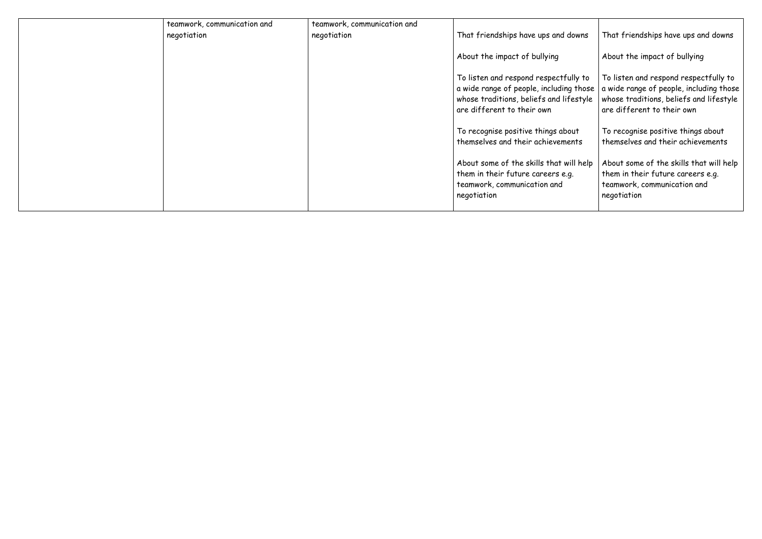| | | | | |
|---|---|---|---|---|
| | teamwork, communication and negotiation | teamwork, communication and negotiation | That friendships have ups and downs<br><br>About the impact of bullying<br><br>To listen and respond respectfully to a wide range of people, including those whose traditions, beliefs and lifestyle are different to their own<br><br>To recognise positive things about themselves and their achievements<br><br>About some of the skills that will help them in their future careers e.g. teamwork, communication and negotiation | That friendships have ups and downs<br><br>About the impact of bullying<br><br>To listen and respond respectfully to a wide range of people, including those whose traditions, beliefs and lifestyle are different to their own<br><br>To recognise positive things about themselves and their achievements<br><br>About some of the skills that will help them in their future careers e.g. teamwork, communication and negotiation |